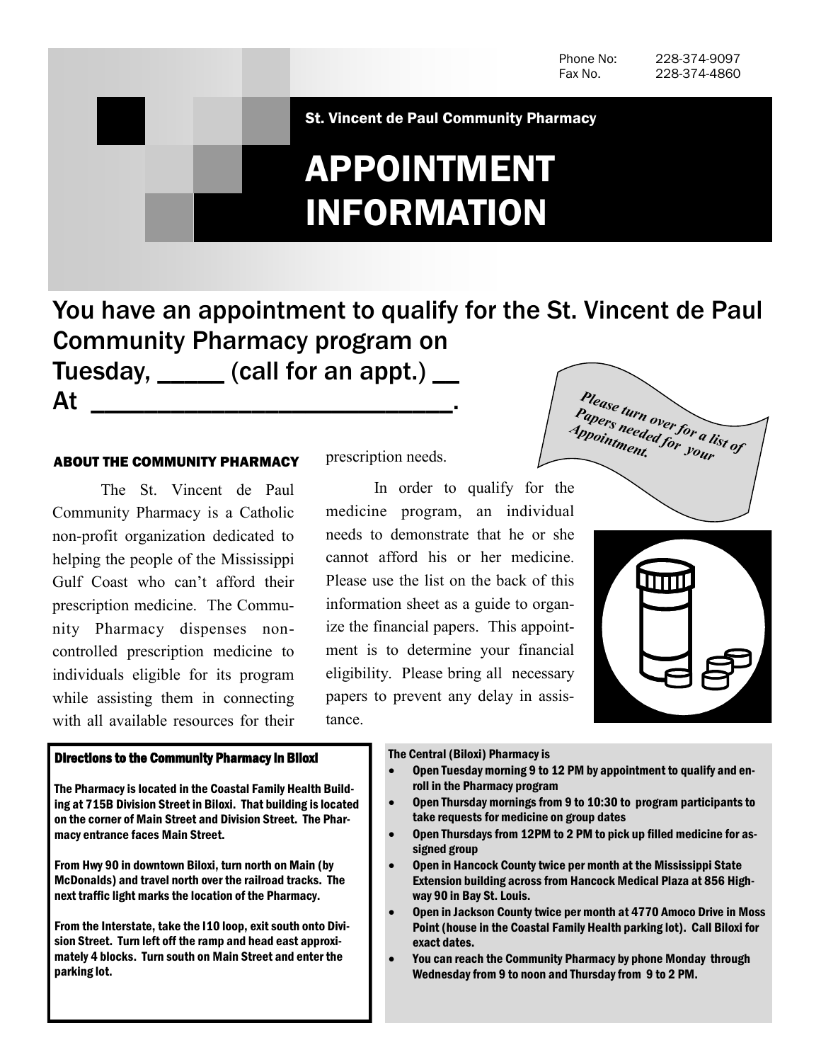Phone No: 228-374-9097
Fax No. 228-374-4860

St. Vincent de Paul Community Pharmacy

# APPOINTMENT INFORMATION

## You have an appointment to qualify for the St. Vincent de Paul Community Pharmacy program on Tuesday, _____ (call for an appt.) __ At ___________________________.

*Please turn over for a list of Papers needed for your Appointment.*

### ABOUT THE COMMUNITY PHARMACY

The St. Vincent de Paul Community Pharmacy is a Catholic non-profit organization dedicated to helping the people of the Mississippi Gulf Coast who can't afford their prescription medicine. The Community Pharmacy dispenses non-controlled prescription medicine to individuals eligible for its program while assisting them in connecting with all available resources for their prescription needs.

In order to qualify for the medicine program, an individual needs to demonstrate that he or she cannot afford his or her medicine. Please use the list on the back of this information sheet as a guide to organize the financial papers. This appointment is to determine your financial eligibility. Please bring all necessary papers to prevent any delay in assistance.

### Directions to the Community Pharmacy in Biloxi

**The Pharmacy is located in the Coastal Family Health Building at 715B Division Street in Biloxi. That building is located on the corner of Main Street and Division Street. The Pharmacy entrance faces Main Street.**

**From Hwy 90 in downtown Biloxi, turn north on Main (by McDonalds) and travel north over the railroad tracks. The next traffic light marks the location of the Pharmacy.**

**From the Interstate, take the I10 loop, exit south onto Division Street. Turn left off the ramp and head east approximately 4 blocks. Turn south on Main Street and enter the parking lot.**

**The Central (Biloxi) Pharmacy is**

- **Open Tuesday morning 9 to 12 PM by appointment to qualify and enroll in the Pharmacy program**
- **Open Thursday mornings from 9 to 10:30 to program participants to take requests for medicine on group dates**
- **Open Thursdays from 12PM to 2 PM to pick up filled medicine for assigned group**
- **Open in Hancock County twice per month at the Mississippi State Extension building across from Hancock Medical Plaza at 856 Highway 90 in Bay St. Louis.**
- **Open in Jackson County twice per month at 4770 Amoco Drive in Moss Point (house in the Coastal Family Health parking lot). Call Biloxi for exact dates.**
- **You can reach the Community Pharmacy by phone Monday through Wednesday from 9 to noon and Thursday from 9 to 2 PM.**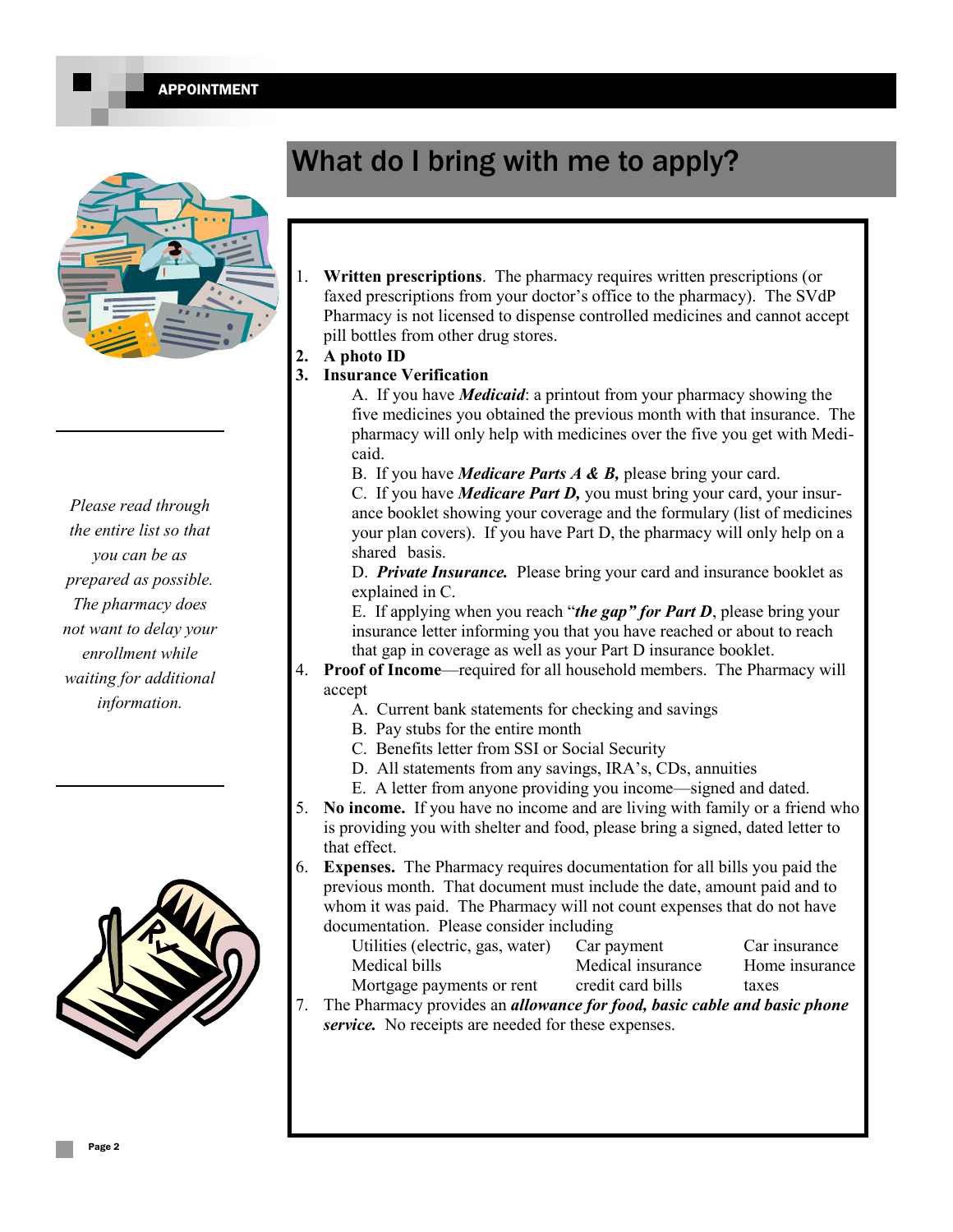APPOINTMENT

# What do I bring with me to apply?

*Please read through the entire list so that you can be as prepared as possible. The pharmacy does not want to delay your enrollment while waiting for additional information.*

1. **Written prescriptions**. The pharmacy requires written prescriptions (or faxed prescriptions from your doctor's office to the pharmacy). The SVdP Pharmacy is not licensed to dispense controlled medicines and cannot accept pill bottles from other drug stores.
2. **A photo ID**
3. **Insurance Verification**
   - A. If you have ***Medicaid***: a printout from your pharmacy showing the five medicines you obtained the previous month with that insurance. The pharmacy will only help with medicines over the five you get with Medicaid.
   - B. If you have ***Medicare Parts A & B,*** please bring your card.
   - C. If you have ***Medicare Part D,*** you must bring your card, your insurance booklet showing your coverage and the formulary (list of medicines your plan covers). If you have Part D, the pharmacy will only help on a shared basis.
   - D. ***Private Insurance.*** Please bring your card and insurance booklet as explained in C.
   - E. If applying when you reach "***the gap" for Part D***, please bring your insurance letter informing you that you have reached or about to reach that gap in coverage as well as your Part D insurance booklet.
4. **Proof of Income**—required for all household members. The Pharmacy will accept
   - A. Current bank statements for checking and savings
   - B. Pay stubs for the entire month
   - C. Benefits letter from SSI or Social Security
   - D. All statements from any savings, IRA's, CDs, annuities
   - E. A letter from anyone providing you income—signed and dated.
5. **No income.** If you have no income and are living with family or a friend who is providing you with shelter and food, please bring a signed, dated letter to that effect.
6. **Expenses.** The Pharmacy requires documentation for all bills you paid the previous month. That document must include the date, amount paid and to whom it was paid. The Pharmacy will not count expenses that do not have documentation. Please consider including

   | | | |
   |---|---|---|
   | Utilities (electric, gas, water) | Car payment | Car insurance |
   | Medical bills | Medical insurance | Home insurance |
   | Mortgage payments or rent | credit card bills | taxes |

7. The Pharmacy provides an ***allowance for food, basic cable and basic phone service.*** No receipts are needed for these expenses.